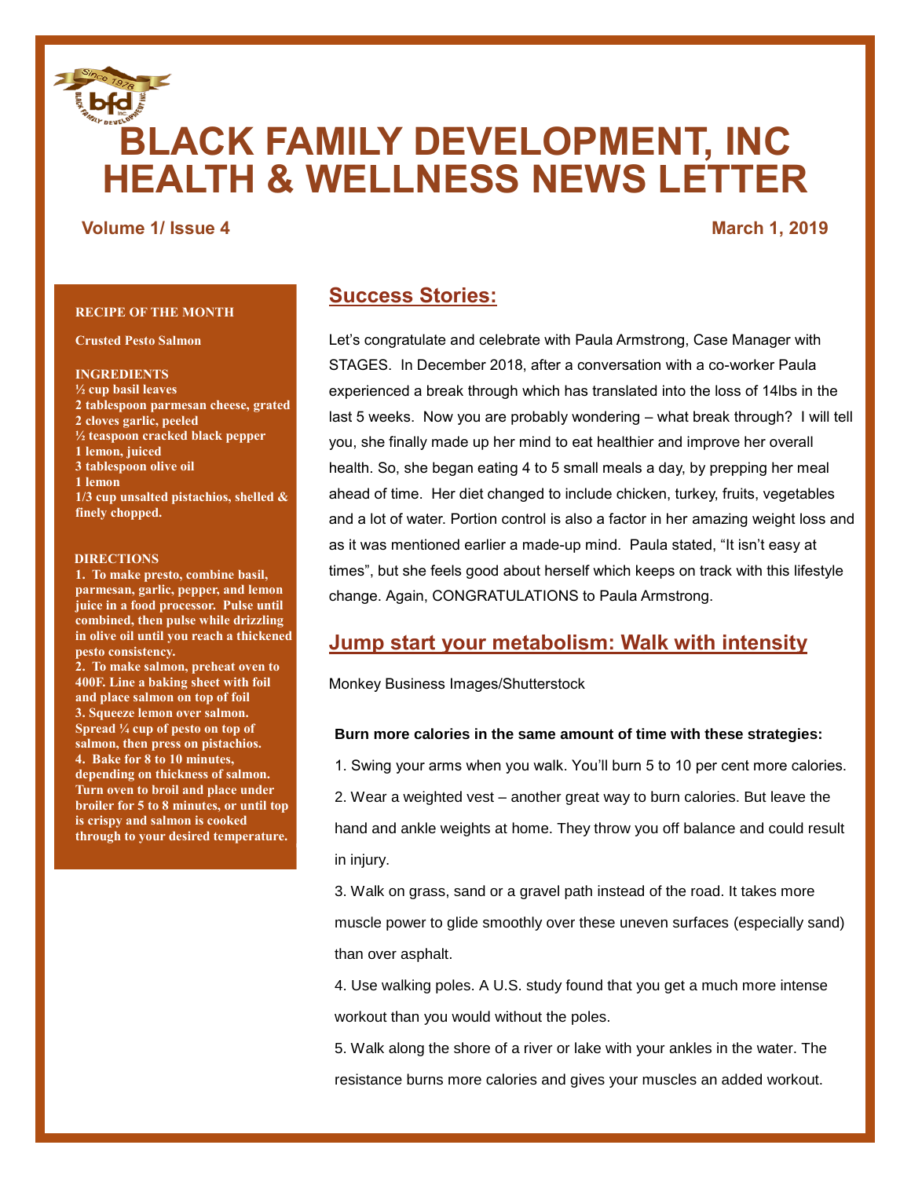# BLACK FAMILY DEVELOPMENT, INC HEALTH & WELLNESS NEWS LETTER

**Volume 1/ Issue 4** **March 1, 2019**

**RECIPE OF THE MONTH**

**Crusted Pesto Salmon**

**INGREDIENTS**

**½ cup basil leaves**
**2 tablespoon parmesan cheese, grated**
**2 cloves garlic, peeled**
**½ teaspoon cracked black pepper**
**1 lemon, juiced**
**3 tablespoon olive oil**
**1 lemon**
**1/3 cup unsalted pistachios, shelled & finely chopped.**

**DIRECTIONS**

**1. To make presto, combine basil, parmesan, garlic, pepper, and lemon juice in a food processor. Pulse until combined, then pulse while drizzling in olive oil until you reach a thickened pesto consistency.**
**2. To make salmon, preheat oven to 400F. Line a baking sheet with foil and place salmon on top of foil**
**3. Squeeze lemon over salmon. Spread ¼ cup of pesto on top of salmon, then press on pistachios.**
**4. Bake for 8 to 10 minutes, depending on thickness of salmon. Turn oven to broil and place under broiler for 5 to 8 minutes, or until top is crispy and salmon is cooked through to your desired temperature.**

## Success Stories:

Let's congratulate and celebrate with Paula Armstrong, Case Manager with STAGES. In December 2018, after a conversation with a co-worker Paula experienced a break through which has translated into the loss of 14lbs in the last 5 weeks. Now you are probably wondering – what break through? I will tell you, she finally made up her mind to eat healthier and improve her overall health. So, she began eating 4 to 5 small meals a day, by prepping her meal ahead of time. Her diet changed to include chicken, turkey, fruits, vegetables and a lot of water. Portion control is also a factor in her amazing weight loss and as it was mentioned earlier a made-up mind. Paula stated, "It isn't easy at times", but she feels good about herself which keeps on track with this lifestyle change. Again, CONGRATULATIONS to Paula Armstrong.

## Jump start your metabolism: Walk with intensity

Monkey Business Images/Shutterstock

**Burn more calories in the same amount of time with these strategies:**

1. Swing your arms when you walk. You'll burn 5 to 10 per cent more calories.
2. Wear a weighted vest – another great way to burn calories. But leave the hand and ankle weights at home. They throw you off balance and could result in injury.
3. Walk on grass, sand or a gravel path instead of the road. It takes more muscle power to glide smoothly over these uneven surfaces (especially sand) than over asphalt.
4. Use walking poles. A U.S. study found that you get a much more intense workout than you would without the poles.
5. Walk along the shore of a river or lake with your ankles in the water. The resistance burns more calories and gives your muscles an added workout.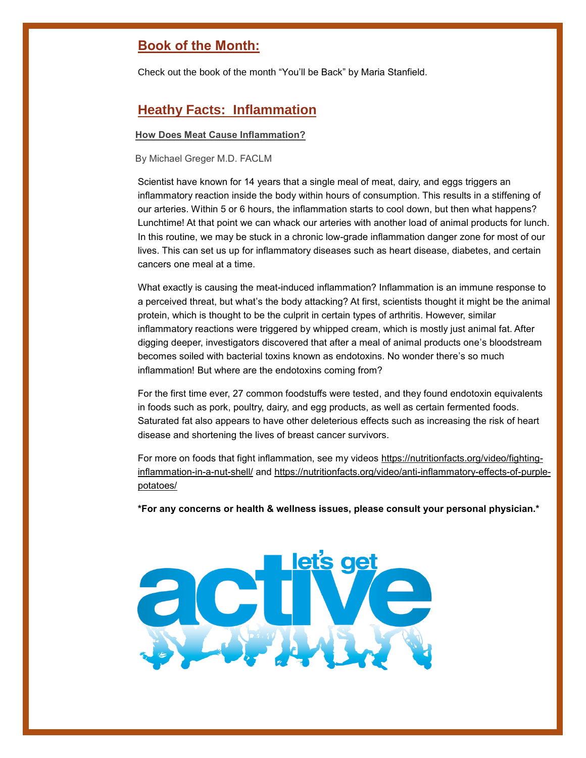## Book of the Month:

Check out the book of the month "You'll be Back" by Maria Stanfield.

## Heathy Facts: Inflammation

### How Does Meat Cause Inflammation?

By Michael Greger M.D. FACLM

Scientist have known for 14 years that a single meal of meat, dairy, and eggs triggers an inflammatory reaction inside the body within hours of consumption. This results in a stiffening of our arteries. Within 5 or 6 hours, the inflammation starts to cool down, but then what happens? Lunchtime! At that point we can whack our arteries with another load of animal products for lunch. In this routine, we may be stuck in a chronic low-grade inflammation danger zone for most of our lives. This can set us up for inflammatory diseases such as heart disease, diabetes, and certain cancers one meal at a time.

What exactly is causing the meat-induced inflammation? Inflammation is an immune response to a perceived threat, but what's the body attacking? At first, scientists thought it might be the animal protein, which is thought to be the culprit in certain types of arthritis. However, similar inflammatory reactions were triggered by whipped cream, which is mostly just animal fat. After digging deeper, investigators discovered that after a meal of animal products one's bloodstream becomes soiled with bacterial toxins known as endotoxins. No wonder there's so much inflammation! But where are the endotoxins coming from?

For the first time ever, 27 common foodstuffs were tested, and they found endotoxin equivalents in foods such as pork, poultry, dairy, and egg products, as well as certain fermented foods. Saturated fat also appears to have other deleterious effects such as increasing the risk of heart disease and shortening the lives of breast cancer survivors.

For more on foods that fight inflammation, see my videos https://nutritionfacts.org/video/fighting-inflammation-in-a-nut-shell/ and https://nutritionfacts.org/video/anti-inflammatory-effects-of-purple-potatoes/

**\*For any concerns or health & wellness issues, please consult your personal physician.\***

let's get active